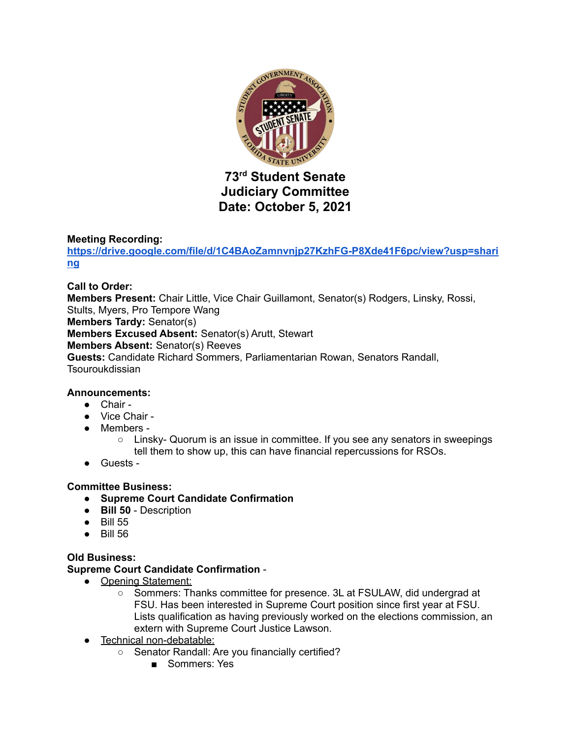# 73rd Student Senate
# Judiciary Committee
# Date: October 5, 2021

**Meeting Recording:**
https://drive.google.com/file/d/1C4BAoZamnvnjp27KzhFG-P8Xde41F6pc/view?usp=sharing

**Call to Order:**
**Members Present:** Chair Little, Vice Chair Guillamont, Senator(s) Rodgers, Linsky, Rossi, Stults, Myers, Pro Tempore Wang
**Members Tardy:** Senator(s)
**Members Excused Absent:** Senator(s) Arutt, Stewart
**Members Absent:** Senator(s) Reeves
**Guests:** Candidate Richard Sommers, Parliamentarian Rowan, Senators Randall, Tsouroukdissian

**Announcements:**

- Chair -
- Vice Chair -
- Members -
  - Linsky- Quorum is an issue in committee. If you see any senators in sweepings tell them to show up, this can have financial repercussions for RSOs.
- Guests -

**Committee Business:**

- **Supreme Court Candidate Confirmation**
- **Bill 50** - Description
- Bill 55
- Bill 56

**Old Business:**
**Supreme Court Candidate Confirmation** -

- Opening Statement:
  - Sommers: Thanks committee for presence. 3L at FSULAW, did undergrad at FSU. Has been interested in Supreme Court position since first year at FSU. Lists qualification as having previously worked on the elections commission, an extern with Supreme Court Justice Lawson.
- Technical non-debatable:
  - Senator Randall: Are you financially certified?
    - Sommers: Yes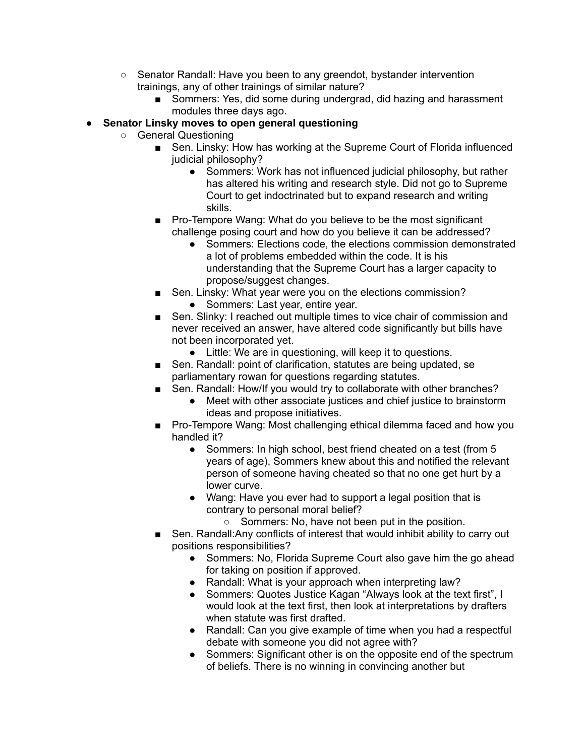- Senator Randall: Have you been to any greendot, bystander intervention trainings, any of other trainings of similar nature?
        - Sommers: Yes, did some during undergrad, did hazing and harassment modules three days ago.
- **Senator Linsky moves to open general questioning**
    - General Questioning
        - Sen. Linsky: How has working at the Supreme Court of Florida influenced judicial philosophy?
            - Sommers: Work has not influenced judicial philosophy, but rather has altered his writing and research style. Did not go to Supreme Court to get indoctrinated but to expand research and writing skills.
        - Pro-Tempore Wang: What do you believe to be the most significant challenge posing court and how do you believe it can be addressed?
            - Sommers: Elections code, the elections commission demonstrated a lot of problems embedded within the code. It is his understanding that the Supreme Court has a larger capacity to propose/suggest changes.
        - Sen. Linsky: What year were you on the elections commission?
            - Sommers: Last year, entire year.
        - Sen. Slinky: I reached out multiple times to vice chair of commission and never received an answer, have altered code significantly but bills have not been incorporated yet.
            - Little: We are in questioning, will keep it to questions.
        - Sen. Randall: point of clarification, statutes are being updated, se parliamentary rowan for questions regarding statutes.
        - Sen. Randall: How/If you would try to collaborate with other branches?
            - Meet with other associate justices and chief justice to brainstorm ideas and propose initiatives.
        - Pro-Tempore Wang: Most challenging ethical dilemma faced and how you handled it?
            - Sommers: In high school, best friend cheated on a test (from 5 years of age), Sommers knew about this and notified the relevant person of someone having cheated so that no one get hurt by a lower curve.
            - Wang: Have you ever had to support a legal position that is contrary to personal moral belief?
                - Sommers: No, have not been put in the position.
        - Sen. Randall:Any conflicts of interest that would inhibit ability to carry out positions responsibilities?
            - Sommers: No, Florida Supreme Court also gave him the go ahead for taking on position if approved.
            - Randall: What is your approach when interpreting law?
            - Sommers: Quotes Justice Kagan "Always look at the text first", I would look at the text first, then look at interpretations by drafters when statute was first drafted.
            - Randall: Can you give example of time when you had a respectful debate with someone you did not agree with?
            - Sommers: Significant other is on the opposite end of the spectrum of beliefs. There is no winning in convincing another but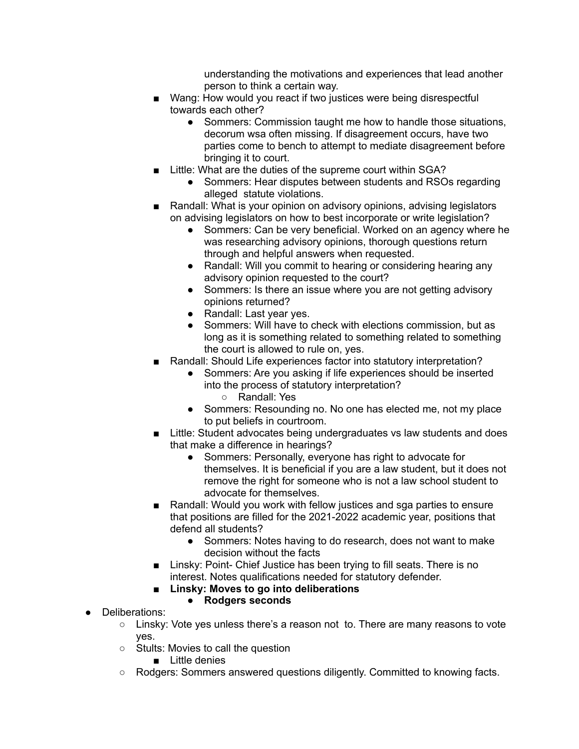understanding the motivations and experiences that lead another person to think a certain way.

- Wang: How would you react if two justices were being disrespectful towards each other?
  - Sommers: Commission taught me how to handle those situations, decorum wsa often missing. If disagreement occurs, have two parties come to bench to attempt to mediate disagreement before bringing it to court.
- Little: What are the duties of the supreme court within SGA?
  - Sommers: Hear disputes between students and RSOs regarding alleged statute violations.
- Randall: What is your opinion on advisory opinions, advising legislators on advising legislators on how to best incorporate or write legislation?
  - Sommers: Can be very beneficial. Worked on an agency where he was researching advisory opinions, thorough questions return through and helpful answers when requested.
  - Randall: Will you commit to hearing or considering hearing any advisory opinion requested to the court?
  - Sommers: Is there an issue where you are not getting advisory opinions returned?
  - Randall: Last year yes.
  - Sommers: Will have to check with elections commission, but as long as it is something related to something related to something the court is allowed to rule on, yes.
- Randall: Should Life experiences factor into statutory interpretation?
  - Sommers: Are you asking if life experiences should be inserted into the process of statutory interpretation?
    - Randall: Yes
  - Sommers: Resounding no. No one has elected me, not my place to put beliefs in courtroom.
- Little: Student advocates being undergraduates vs law students and does that make a difference in hearings?
  - Sommers: Personally, everyone has right to advocate for themselves. It is beneficial if you are a law student, but it does not remove the right for someone who is not a law school student to advocate for themselves.
- Randall: Would you work with fellow justices and sga parties to ensure that positions are filled for the 2021-2022 academic year, positions that defend all students?
  - Sommers: Notes having to do research, does not want to make decision without the facts
- Linsky: Point- Chief Justice has been trying to fill seats. There is no interest. Notes qualifications needed for statutory defender.
- **Linsky: Moves to go into deliberations**
  - **Rodgers seconds**

- Deliberations:
  - Linsky: Vote yes unless there's a reason not to. There are many reasons to vote yes.
  - Stults: Movies to call the question
    - Little denies
  - Rodgers: Sommers answered questions diligently. Committed to knowing facts.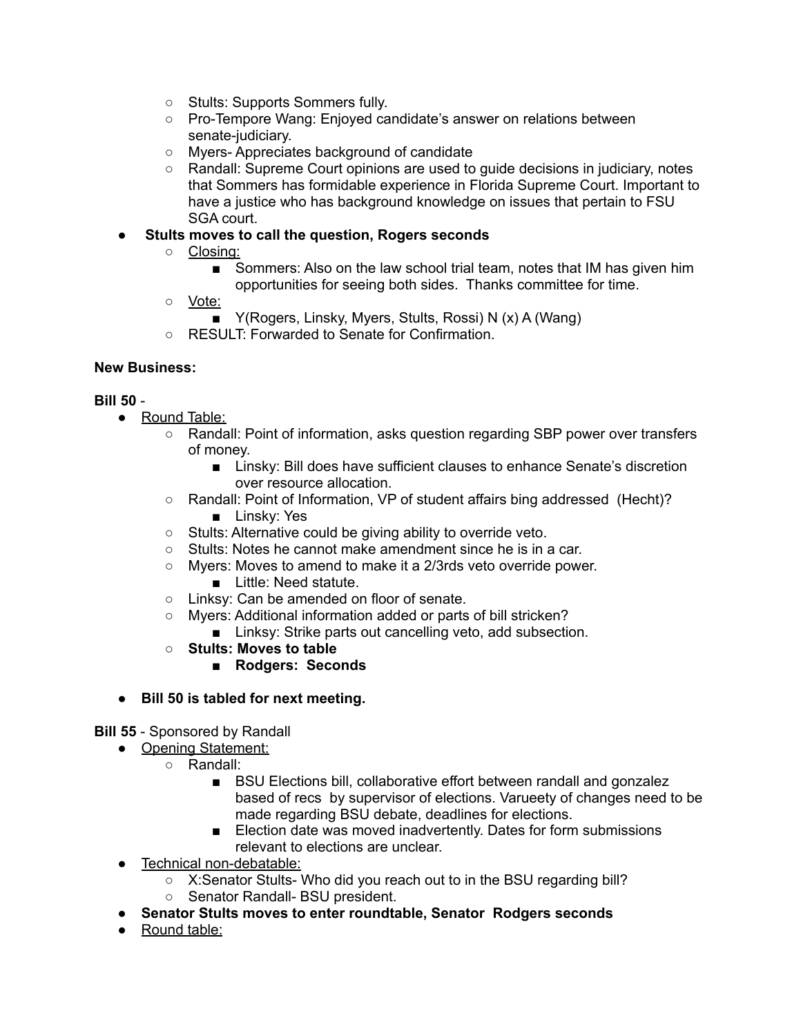- Stults: Supports Sommers fully.
    - Pro-Tempore Wang: Enjoyed candidate's answer on relations between senate-judiciary.
    - Myers- Appreciates background of candidate
    - Randall: Supreme Court opinions are used to guide decisions in judiciary, notes that Sommers has formidable experience in Florida Supreme Court. Important to have a justice who has background knowledge on issues that pertain to FSU SGA court.
- **Stults moves to call the question, Rogers seconds**
    - <u>Closing:</u>
        - Sommers: Also on the law school trial team, notes that IM has given him opportunities for seeing both sides. Thanks committee for time.
    - <u>Vote:</u>
        - Y(Rogers, Linsky, Myers, Stults, Rossi) N (x) A (Wang)
    - RESULT: Forwarded to Senate for Confirmation.

**New Business:**

**Bill 50** -

- <u>Round Table:</u>
    - Randall: Point of information, asks question regarding SBP power over transfers of money.
        - Linsky: Bill does have sufficient clauses to enhance Senate's discretion over resource allocation.
    - Randall: Point of Information, VP of student affairs bing addressed (Hecht)?
        - Linsky: Yes
    - Stults: Alternative could be giving ability to override veto.
    - Stults: Notes he cannot make amendment since he is in a car.
    - Myers: Moves to amend to make it a 2/3rds veto override power.
        - Little: Need statute.
    - Linksy: Can be amended on floor of senate.
    - Myers: Additional information added or parts of bill stricken?
        - Linksy: Strike parts out cancelling veto, add subsection.
    - **Stults: Moves to table**
        - **Rodgers: Seconds**

- **Bill 50 is tabled for next meeting.**

**Bill 55** - Sponsored by Randall

- <u>Opening Statement:</u>
    - Randall:
        - BSU Elections bill, collaborative effort between randall and gonzalez based of recs by supervisor of elections. Varueety of changes need to be made regarding BSU debate, deadlines for elections.
        - Election date was moved inadvertently. Dates for form submissions relevant to elections are unclear.
- <u>Technical non-debatable:</u>
    - X:Senator Stults- Who did you reach out to in the BSU regarding bill?
    - Senator Randall- BSU president.
- **Senator Stults moves to enter roundtable, Senator Rodgers seconds**
- <u>Round table:</u>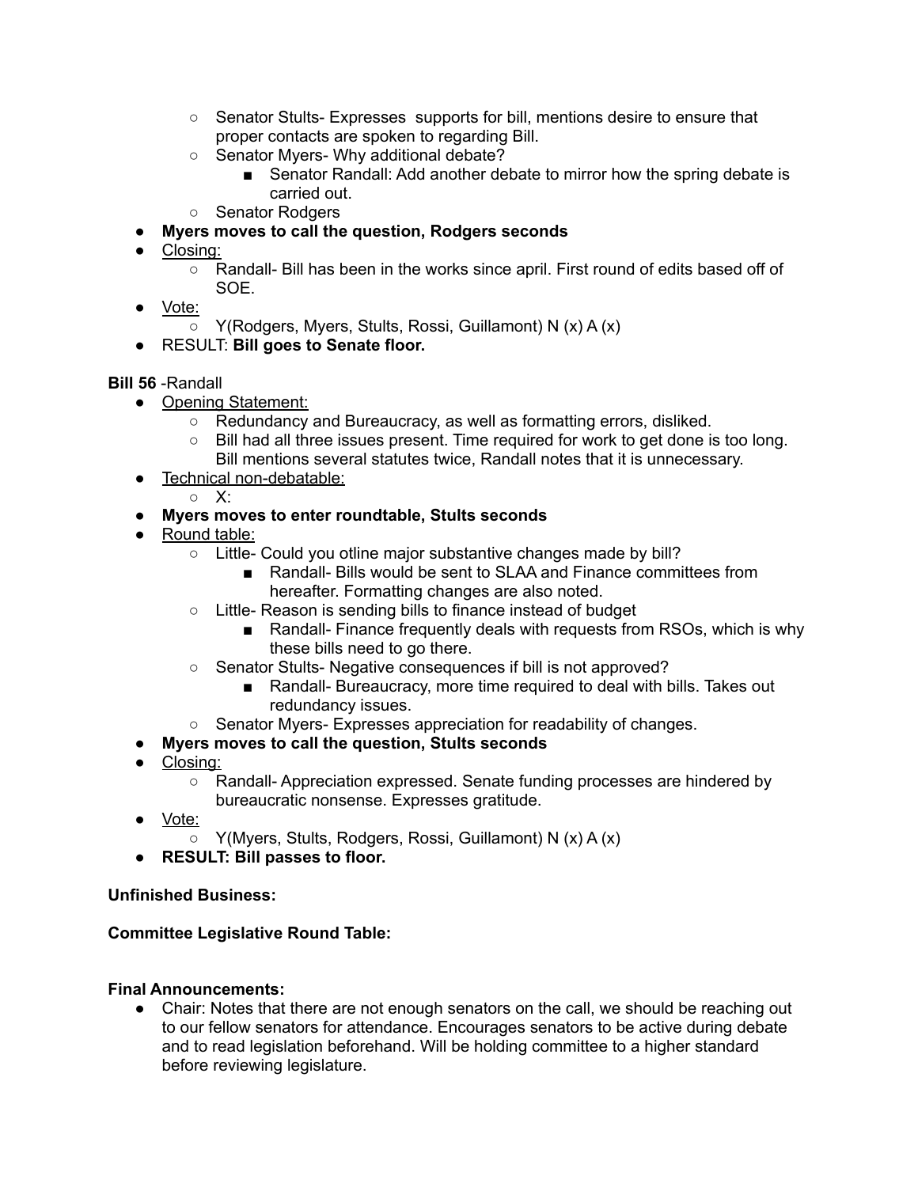- Senator Stults- Expresses  supports for bill, mentions desire to ensure that proper contacts are spoken to regarding Bill.
    - Senator Myers- Why additional debate?
        - Senator Randall: Add another debate to mirror how the spring debate is carried out.
    - Senator Rodgers
- **Myers moves to call the question, Rodgers seconds**
- <u>Closing:</u>
    - Randall- Bill has been in the works since april. First round of edits based off of SOE.
- <u>Vote:</u>
    - Y(Rodgers, Myers, Stults, Rossi, Guillamont) N (x) A (x)
- RESULT: **Bill goes to Senate floor.**

**Bill 56** -Randall

- <u>Opening Statement:</u>
    - Redundancy and Bureaucracy, as well as formatting errors, disliked.
    - Bill had all three issues present. Time required for work to get done is too long. Bill mentions several statutes twice, Randall notes that it is unnecessary.
- <u>Technical non-debatable:</u>
    - X:
- **Myers moves to enter roundtable, Stults seconds**
- <u>Round table:</u>
    - Little- Could you otline major substantive changes made by bill?
        - Randall- Bills would be sent to SLAA and Finance committees from hereafter. Formatting changes are also noted.
    - Little- Reason is sending bills to finance instead of budget
        - Randall- Finance frequently deals with requests from RSOs, which is why these bills need to go there.
    - Senator Stults- Negative consequences if bill is not approved?
        - Randall- Bureaucracy, more time required to deal with bills. Takes out redundancy issues.
    - Senator Myers- Expresses appreciation for readability of changes.
- **Myers moves to call the question, Stults seconds**
- <u>Closing:</u>
    - Randall- Appreciation expressed. Senate funding processes are hindered by bureaucratic nonsense. Expresses gratitude.
- <u>Vote:</u>
    - Y(Myers, Stults, Rodgers, Rossi, Guillamont) N (x) A (x)
- **RESULT: Bill passes to floor.**

**Unfinished Business:**

**Committee Legislative Round Table:**

**Final Announcements:**

- Chair: Notes that there are not enough senators on the call, we should be reaching out to our fellow senators for attendance. Encourages senators to be active during debate and to read legislation beforehand. Will be holding committee to a higher standard before reviewing legislature.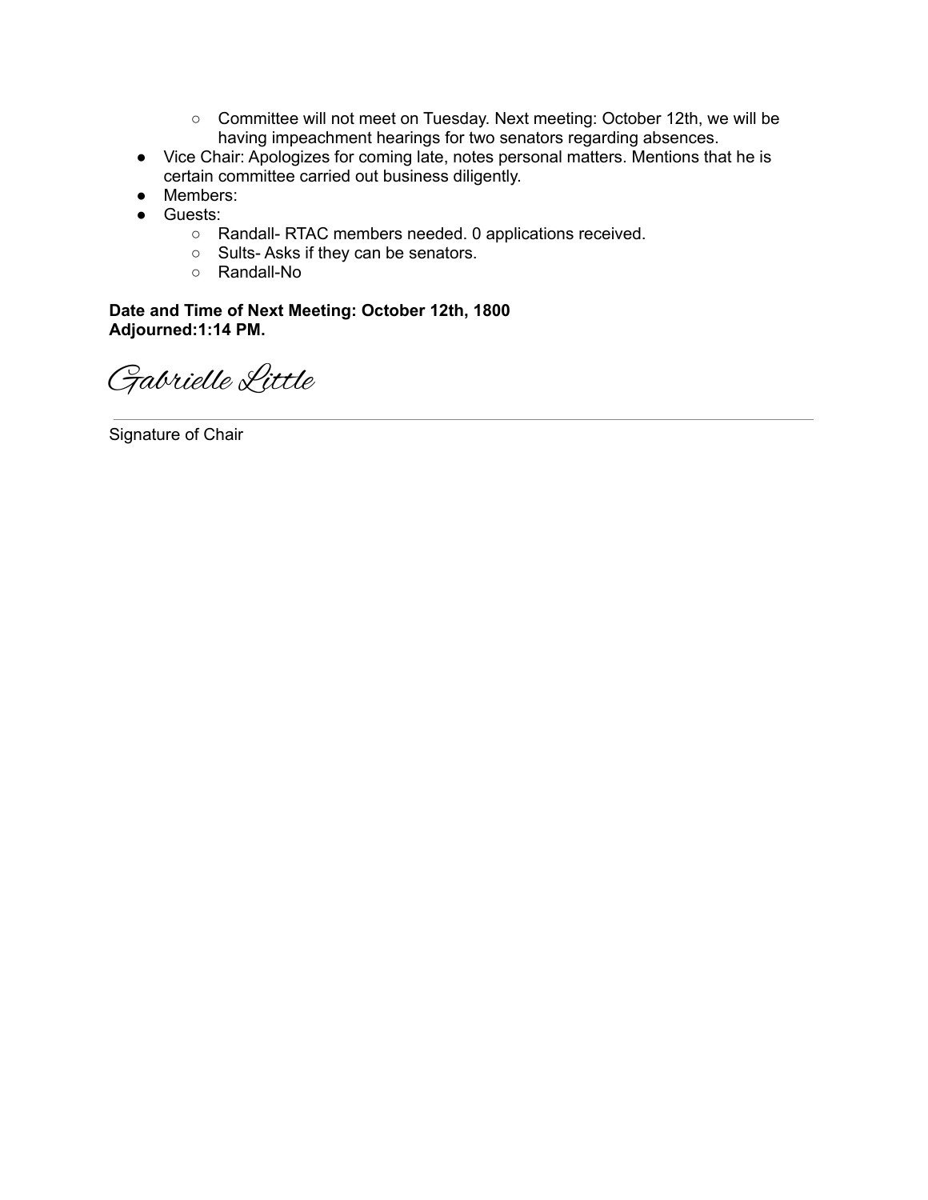- Committee will not meet on Tuesday. Next meeting: October 12th, we will be having impeachment hearings for two senators regarding absences.
- Vice Chair: Apologizes for coming late, notes personal matters. Mentions that he is certain committee carried out business diligently.
- Members:
- Guests:
    - Randall- RTAC members needed. 0 applications received.
    - Sults- Asks if they can be senators.
    - Randall-No

**Date and Time of Next Meeting: October 12th, 1800**
**Adjourned:1:14 PM.**

*Gabrielle Little*

---

Signature of Chair